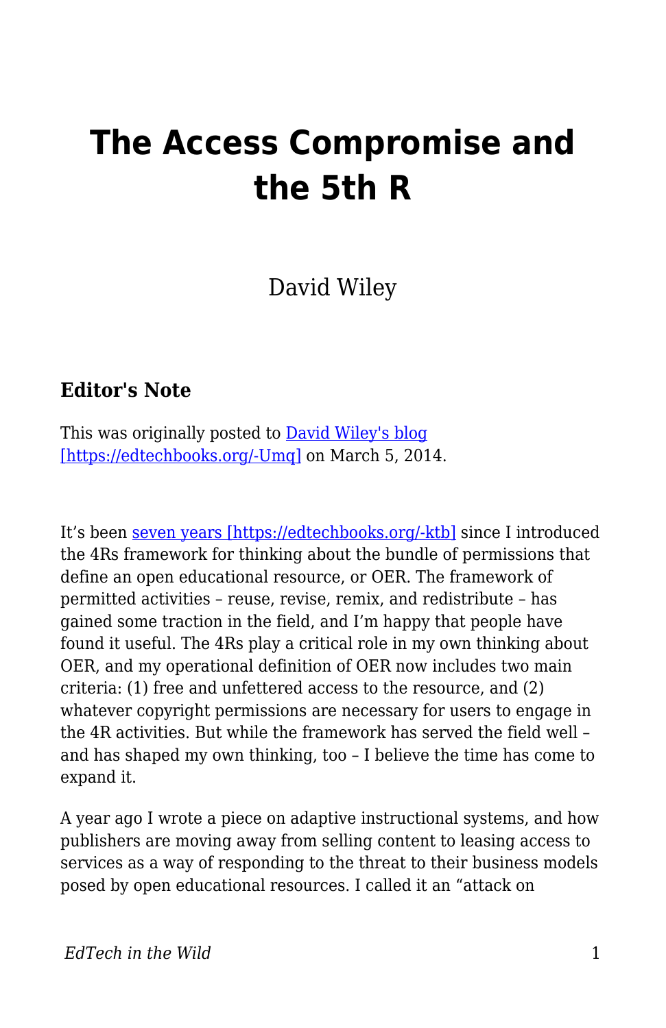# The Access Compromise and the 5th R

David Wiley

### Editor's Note

This was originally posted to [David Wiley's blog [https://edtechbooks.org/-Umq]](https://edtechbooks.org/-Umq) on March 5, 2014.

It's been [seven years [https://edtechbooks.org/-ktb]](https://edtechbooks.org/-ktb) since I introduced the 4Rs framework for thinking about the bundle of permissions that define an open educational resource, or OER. The framework of permitted activities – reuse, revise, remix, and redistribute – has gained some traction in the field, and I'm happy that people have found it useful. The 4Rs play a critical role in my own thinking about OER, and my operational definition of OER now includes two main criteria: (1) free and unfettered access to the resource, and (2) whatever copyright permissions are necessary for users to engage in the 4R activities. But while the framework has served the field well – and has shaped my own thinking, too – I believe the time has come to expand it.

A year ago I wrote a piece on adaptive instructional systems, and how publishers are moving away from selling content to leasing access to services as a way of responding to the threat to their business models posed by open educational resources. I called it an "attack on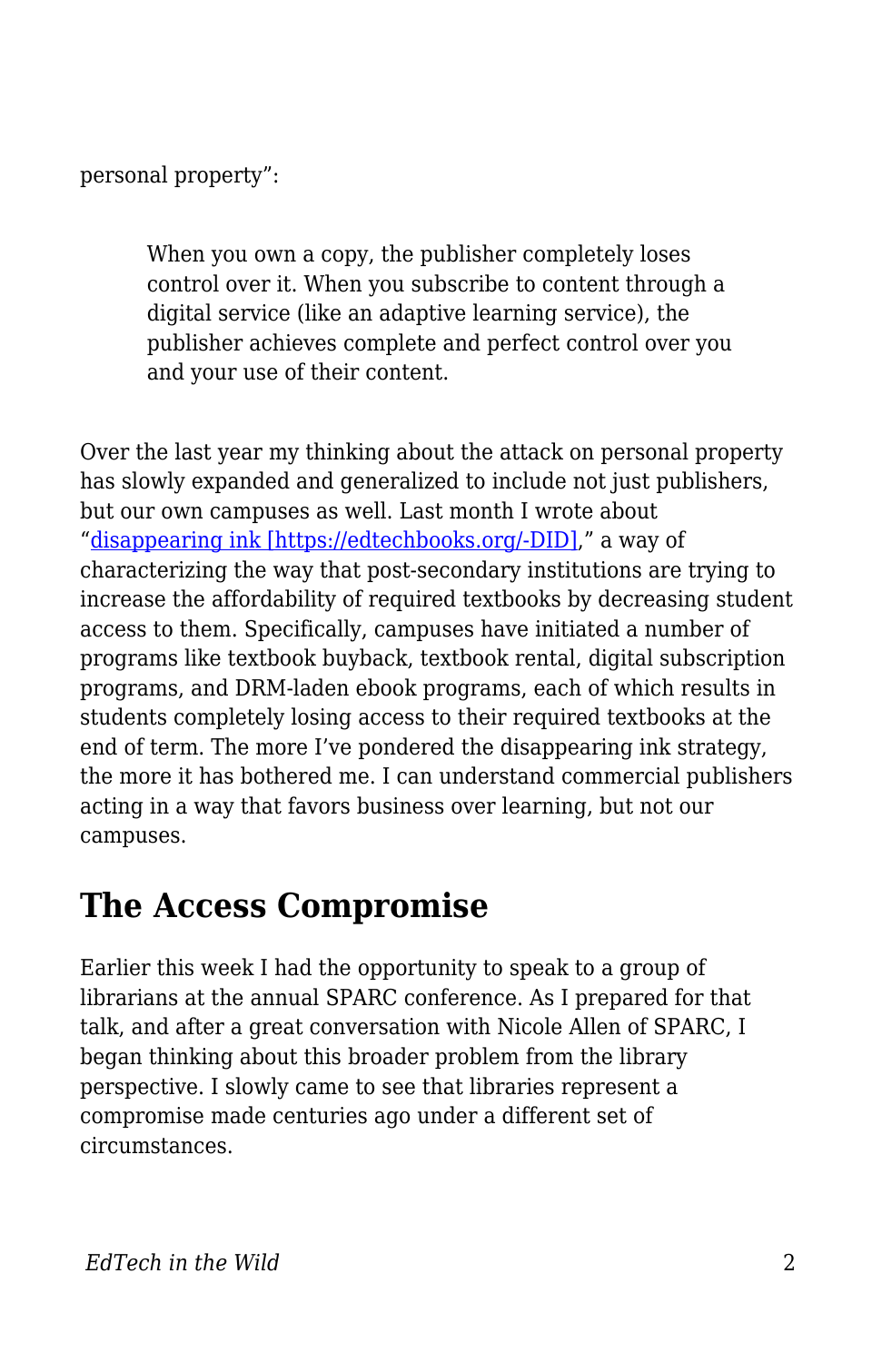personal property”:

> When you own a copy, the publisher completely loses control over it. When you subscribe to content through a digital service (like an adaptive learning service), the publisher achieves complete and perfect control over you and your use of their content.

Over the last year my thinking about the attack on personal property has slowly expanded and generalized to include not just publishers, but our own campuses as well. Last month I wrote about “[disappearing ink [https://edtechbooks.org/-DID]](https://edtechbooks.org/-DID),” a way of characterizing the way that post-secondary institutions are trying to increase the affordability of required textbooks by decreasing student access to them. Specifically, campuses have initiated a number of programs like textbook buyback, textbook rental, digital subscription programs, and DRM-laden ebook programs, each of which results in students completely losing access to their required textbooks at the end of term. The more I’ve pondered the disappearing ink strategy, the more it has bothered me. I can understand commercial publishers acting in a way that favors business over learning, but not our campuses.

## The Access Compromise

Earlier this week I had the opportunity to speak to a group of librarians at the annual SPARC conference. As I prepared for that talk, and after a great conversation with Nicole Allen of SPARC, I began thinking about this broader problem from the library perspective. I slowly came to see that libraries represent a compromise made centuries ago under a different set of circumstances.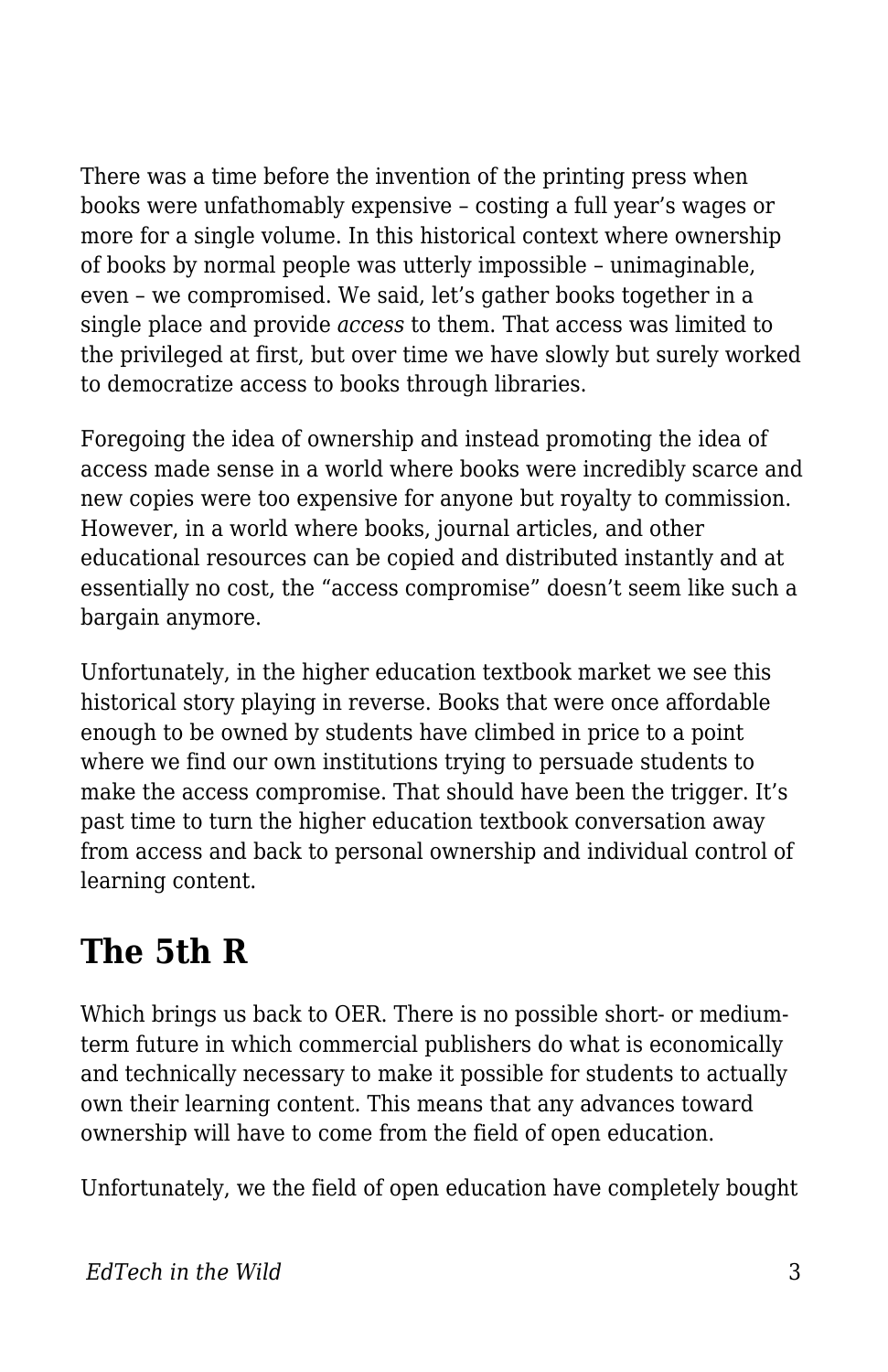There was a time before the invention of the printing press when books were unfathomably expensive – costing a full year's wages or more for a single volume. In this historical context where ownership of books by normal people was utterly impossible – unimaginable, even – we compromised. We said, let's gather books together in a single place and provide *access* to them. That access was limited to the privileged at first, but over time we have slowly but surely worked to democratize access to books through libraries.

Foregoing the idea of ownership and instead promoting the idea of access made sense in a world where books were incredibly scarce and new copies were too expensive for anyone but royalty to commission. However, in a world where books, journal articles, and other educational resources can be copied and distributed instantly and at essentially no cost, the "access compromise" doesn't seem like such a bargain anymore.

Unfortunately, in the higher education textbook market we see this historical story playing in reverse. Books that were once affordable enough to be owned by students have climbed in price to a point where we find our own institutions trying to persuade students to make the access compromise. That should have been the trigger. It's past time to turn the higher education textbook conversation away from access and back to personal ownership and individual control of learning content.

## The 5th R

Which brings us back to OER. There is no possible short- or medium-term future in which commercial publishers do what is economically and technically necessary to make it possible for students to actually own their learning content. This means that any advances toward ownership will have to come from the field of open education.

Unfortunately, we the field of open education have completely bought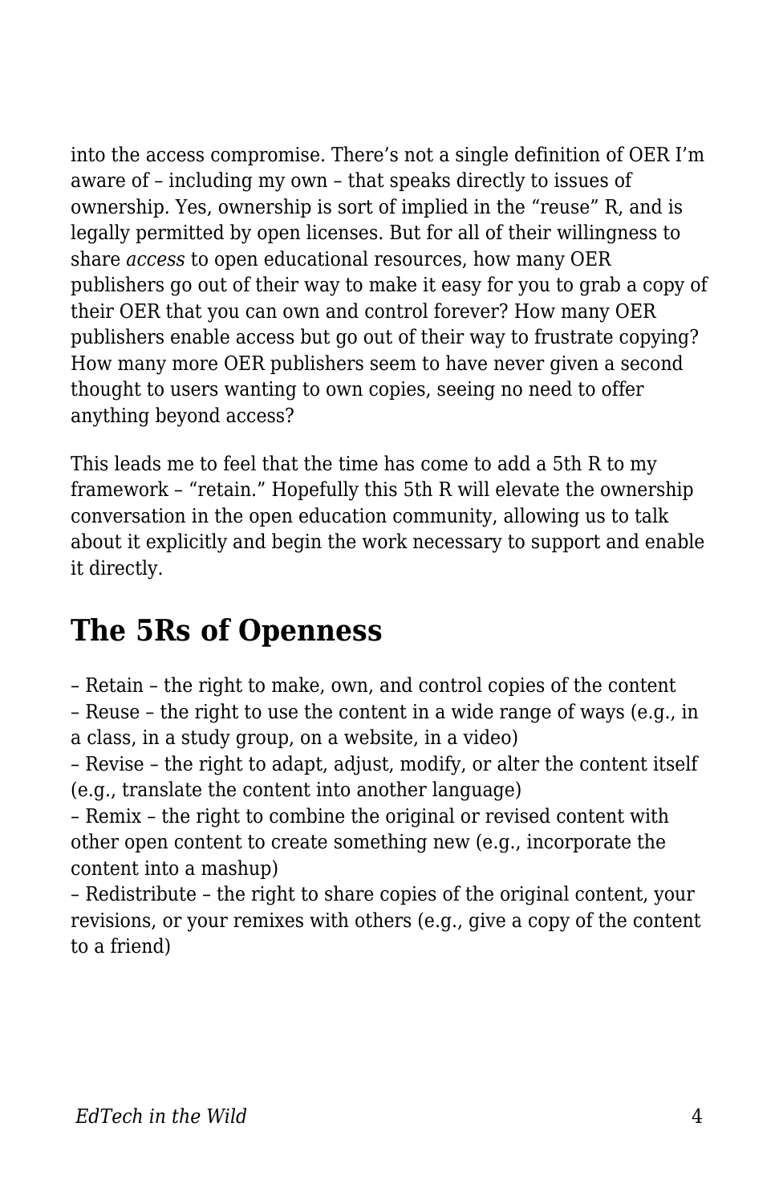into the access compromise. There’s not a single definition of OER I’m aware of – including my own – that speaks directly to issues of ownership. Yes, ownership is sort of implied in the “reuse” R, and is legally permitted by open licenses. But for all of their willingness to share *access* to open educational resources, how many OER publishers go out of their way to make it easy for you to grab a copy of their OER that you can own and control forever? How many OER publishers enable access but go out of their way to frustrate copying? How many more OER publishers seem to have never given a second thought to users wanting to own copies, seeing no need to offer anything beyond access?

This leads me to feel that the time has come to add a 5th R to my framework – “retain.” Hopefully this 5th R will elevate the ownership conversation in the open education community, allowing us to talk about it explicitly and begin the work necessary to support and enable it directly.

## The 5Rs of Openness

– Retain – the right to make, own, and control copies of the content
– Reuse – the right to use the content in a wide range of ways (e.g., in a class, in a study group, on a website, in a video)
– Revise – the right to adapt, adjust, modify, or alter the content itself (e.g., translate the content into another language)
– Remix – the right to combine the original or revised content with other open content to create something new (e.g., incorporate the content into a mashup)
– Redistribute – the right to share copies of the original content, your revisions, or your remixes with others (e.g., give a copy of the content to a friend)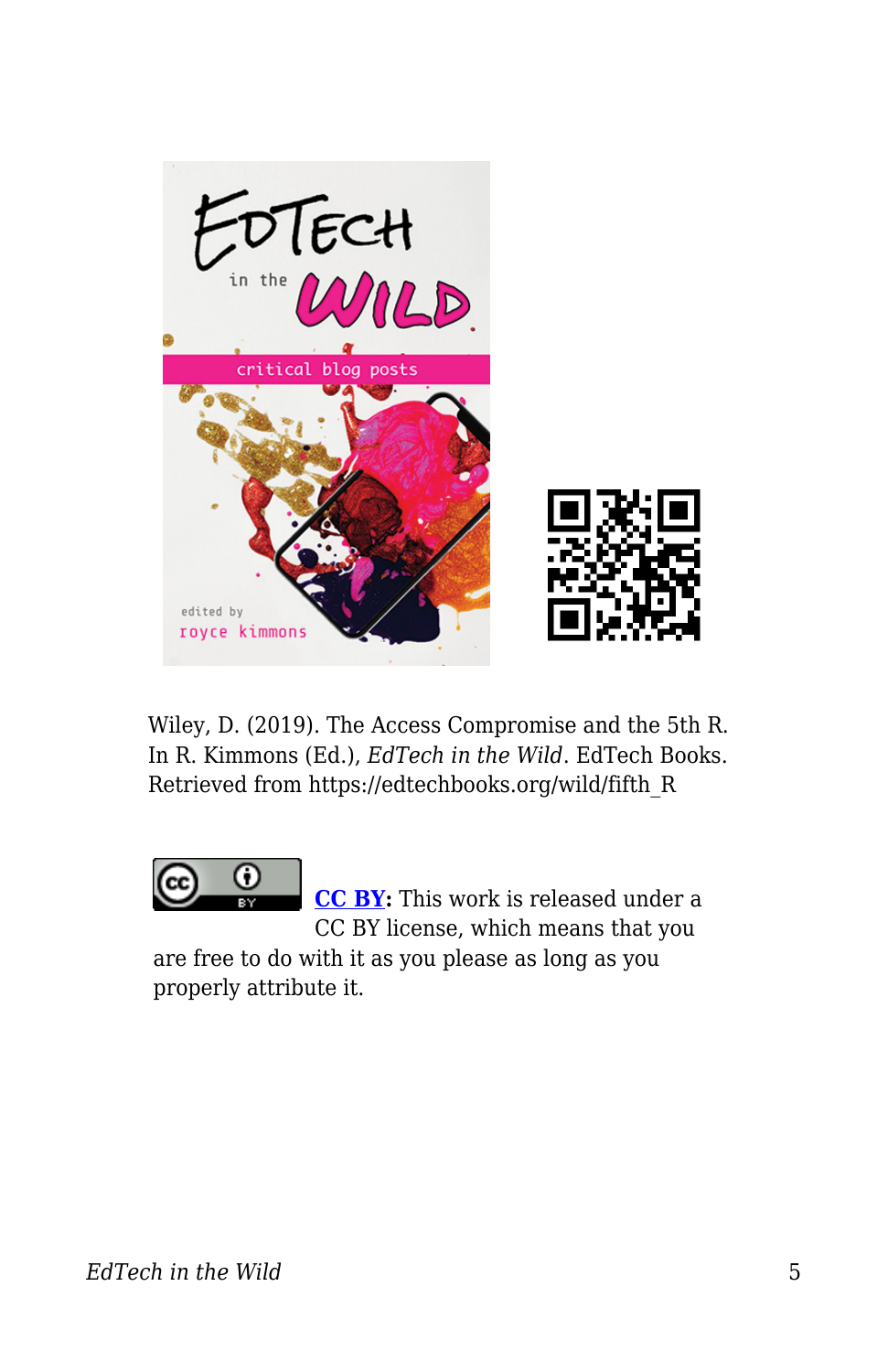Wiley, D. (2019). The Access Compromise and the 5th R. In R. Kimmons (Ed.), *EdTech in the Wild*. EdTech Books. Retrieved from https://edtechbooks.org/wild/fifth_R

**CC BY:** This work is released under a CC BY license, which means that you are free to do with it as you please as long as you properly attribute it.